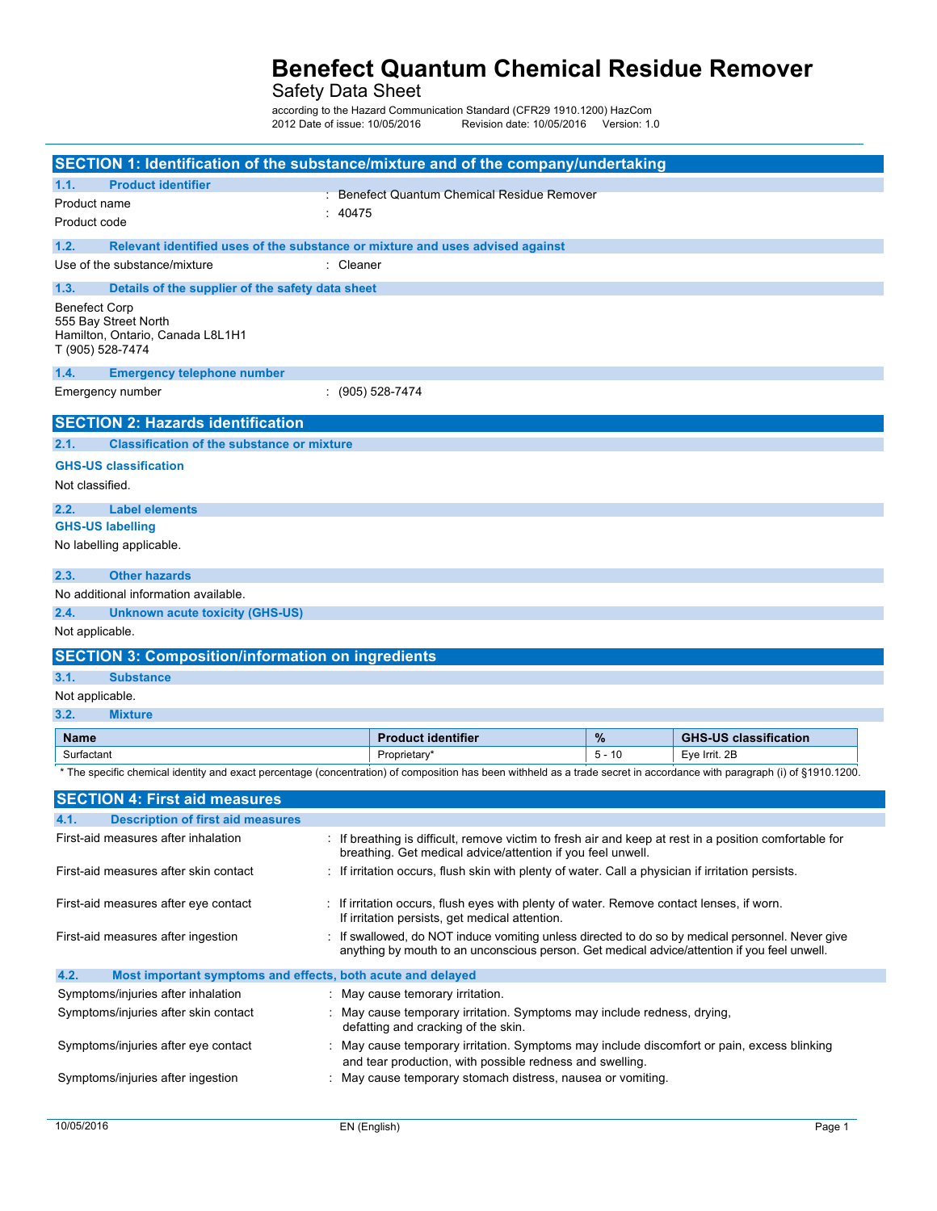# Benefect Quantum Chemical Residue Remover

Safety Data Sheet

according to the Hazard Communication Standard (CFR29 1910.1200) HazCom 2012 Date of issue: 10/05/2016 Revision date: 10/05/2016 Version: 1.0

## SECTION 1: Identification of the substance/mixture and of the company/undertaking

### 1.1. Product identifier

Product name : Benefect Quantum Chemical Residue Remover

Product code : 40475

### 1.2. Relevant identified uses of the substance or mixture and uses advised against

Use of the substance/mixture : Cleaner

### 1.3. Details of the supplier of the safety data sheet

Benefect Corp
555 Bay Street North
Hamilton, Ontario, Canada L8L1H1
T (905) 528-7474

### 1.4. Emergency telephone number

Emergency number : (905) 528-7474

## SECTION 2: Hazards identification

### 2.1. Classification of the substance or mixture

**GHS-US classification**

Not classified.

### 2.2. Label elements

**GHS-US labelling**

No labelling applicable.

### 2.3. Other hazards

No additional information available.

### 2.4. Unknown acute toxicity (GHS-US)

Not applicable.

## SECTION 3: Composition/information on ingredients

### 3.1. Substance

Not applicable.

### 3.2. Mixture

| Name | Product identifier | % | GHS-US classification |
|---|---|---|---|
| Surfactant | Proprietary* | 5 - 10 | Eye Irrit. 2B |

* The specific chemical identity and exact percentage (concentration) of composition has been withheld as a trade secret in accordance with paragraph (i) of §1910.1200.

## SECTION 4: First aid measures

### 4.1. Description of first aid measures

First-aid measures after inhalation : If breathing is difficult, remove victim to fresh air and keep at rest in a position comfortable for breathing. Get medical advice/attention if you feel unwell.

First-aid measures after skin contact : If irritation occurs, flush skin with plenty of water. Call a physician if irritation persists.

First-aid measures after eye contact : If irritation occurs, flush eyes with plenty of water. Remove contact lenses, if worn. If irritation persists, get medical attention.

First-aid measures after ingestion : If swallowed, do NOT induce vomiting unless directed to do so by medical personnel. Never give anything by mouth to an unconscious person. Get medical advice/attention if you feel unwell.

### 4.2. Most important symptoms and effects, both acute and delayed

Symptoms/injuries after inhalation : May cause temorary irritation.

Symptoms/injuries after skin contact : May cause temporary irritation. Symptoms may include redness, drying, defatting and cracking of the skin.

Symptoms/injuries after eye contact : May cause temporary irritation. Symptoms may include discomfort or pain, excess blinking and tear production, with possible redness and swelling.

Symptoms/injuries after ingestion : May cause temporary stomach distress, nausea or vomiting.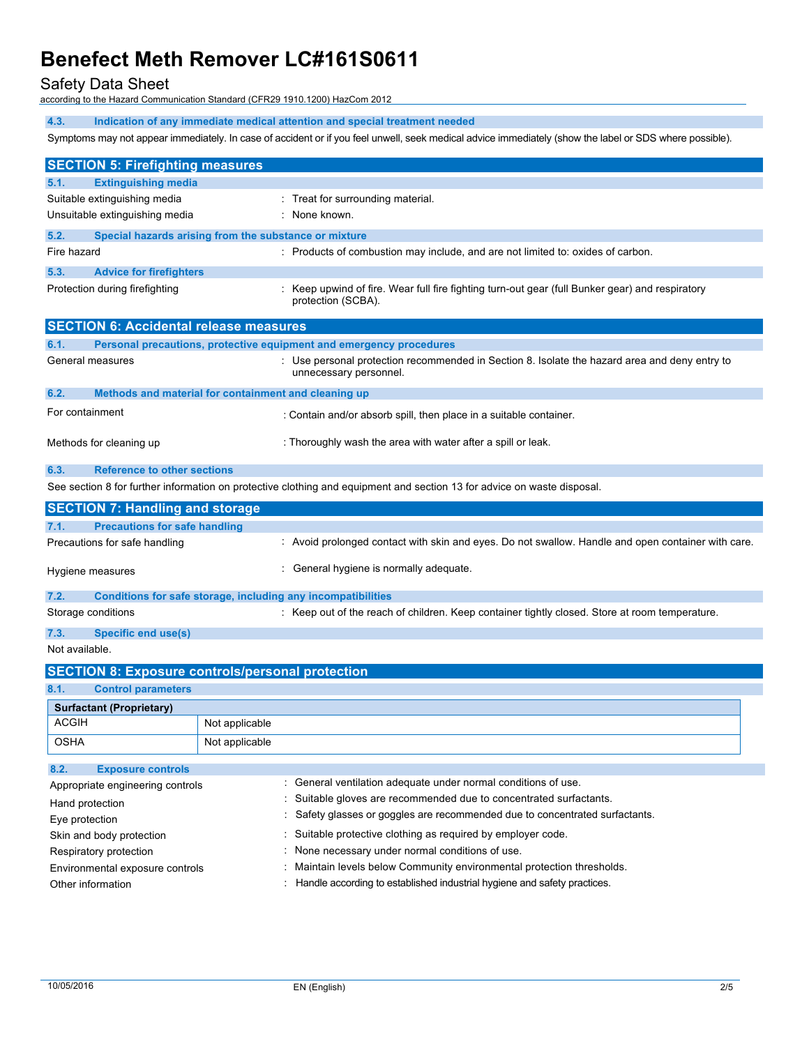#### 4.3. Indication of any immediate medical attention and special treatment needed

Symptoms may not appear immediately. In case of accident or if you feel unwell, seek medical advice immediately (show the label or SDS where possible).

## SECTION 5: Firefighting measures

#### 5.1. Extinguishing media

Suitable extinguishing media : Treat for surrounding material.

Unsuitable extinguishing media : None known.

#### 5.2. Special hazards arising from the substance or mixture

Fire hazard : Products of combustion may include, and are not limited to: oxides of carbon.

#### 5.3. Advice for firefighters

Protection during firefighting : Keep upwind of fire. Wear full fire fighting turn-out gear (full Bunker gear) and respiratory protection (SCBA).

## SECTION 6: Accidental release measures

#### 6.1. Personal precautions, protective equipment and emergency procedures

General measures : Use personal protection recommended in Section 8. Isolate the hazard area and deny entry to unnecessary personnel.

#### 6.2. Methods and material for containment and cleaning up

For containment : Contain and/or absorb spill, then place in a suitable container.

Methods for cleaning up : Thoroughly wash the area with water after a spill or leak.

#### 6.3. Reference to other sections

See section 8 for further information on protective clothing and equipment and section 13 for advice on waste disposal.

## SECTION 7: Handling and storage

#### 7.1. Precautions for safe handling

Precautions for safe handling : Avoid prolonged contact with skin and eyes. Do not swallow. Handle and open container with care.

Hygiene measures : General hygiene is normally adequate.

#### 7.2. Conditions for safe storage, including any incompatibilities

Storage conditions : Keep out of the reach of children. Keep container tightly closed. Store at room temperature.

#### 7.3. Specific end use(s)

Not available.

## SECTION 8: Exposure controls/personal protection

#### 8.1. Control parameters

| Surfactant (Proprietary) | |
|---|---|
| ACGIH | Not applicable |
| OSHA | Not applicable |

#### 8.2. Exposure controls

Appropriate engineering controls : General ventilation adequate under normal conditions of use.

Hand protection : Suitable gloves are recommended due to concentrated surfactants.

Eye protection : Safety glasses or goggles are recommended due to concentrated surfactants.

Skin and body protection : Suitable protective clothing as required by employer code.

Respiratory protection : None necessary under normal conditions of use.

Environmental exposure controls : Maintain levels below Community environmental protection thresholds.

Other information : Handle according to established industrial hygiene and safety practices.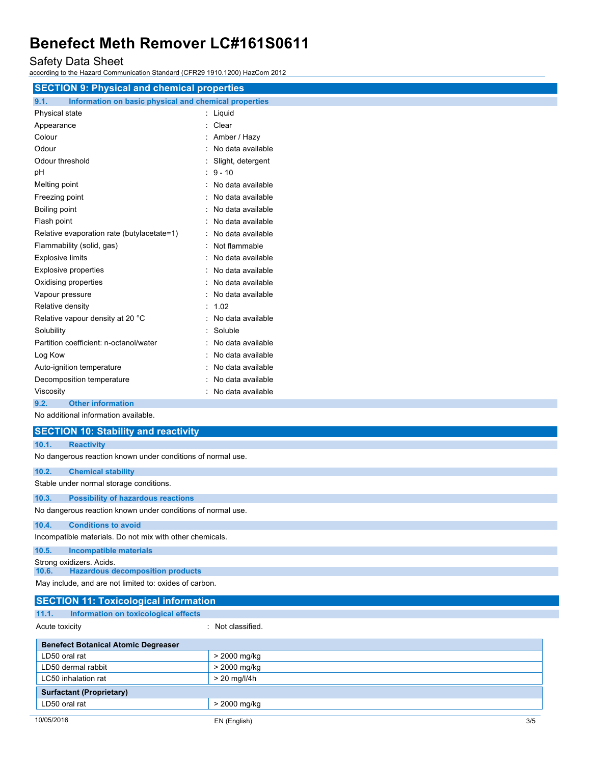## SECTION 9: Physical and chemical properties

### 9.1. Information on basic physical and chemical properties

| | |
|---|---|
| Physical state | : Liquid |
| Appearance | : Clear |
| Colour | : Amber / Hazy |
| Odour | : No data available |
| Odour threshold | : Slight, detergent |
| pH | : 9 - 10 |
| Melting point | : No data available |
| Freezing point | : No data available |
| Boiling point | : No data available |
| Flash point | : No data available |
| Relative evaporation rate (butylacetate=1) | : No data available |
| Flammability (solid, gas) | : Not flammable |
| Explosive limits | : No data available |
| Explosive properties | : No data available |
| Oxidising properties | : No data available |
| Vapour pressure | : No data available |
| Relative density | : 1.02 |
| Relative vapour density at 20 °C | : No data available |
| Solubility | : Soluble |
| Partition coefficient: n-octanol/water | : No data available |
| Log Kow | : No data available |
| Auto-ignition temperature | : No data available |
| Decomposition temperature | : No data available |
| Viscosity | : No data available |

### 9.2. Other information

No additional information available.

## SECTION 10: Stability and reactivity

### 10.1. Reactivity

No dangerous reaction known under conditions of normal use.

### 10.2. Chemical stability

Stable under normal storage conditions.

### 10.3. Possibility of hazardous reactions

No dangerous reaction known under conditions of normal use.

### 10.4. Conditions to avoid

Incompatible materials. Do not mix with other chemicals.

### 10.5. Incompatible materials

Strong oxidizers. Acids.

### 10.6. Hazardous decomposition products

May include, and are not limited to: oxides of carbon.

## SECTION 11: Toxicological information

### 11.1. Information on toxicological effects

Acute toxicity : Not classified.

| **Benefect Botanical Atomic Degreaser** | |
|---|---|
| LD50 oral rat | > 2000 mg/kg |
| LD50 dermal rabbit | > 2000 mg/kg |
| LC50 inhalation rat | > 20 mg/l/4h |
| **Surfactant (Proprietary)** | |
| LD50 oral rat | > 2000 mg/kg |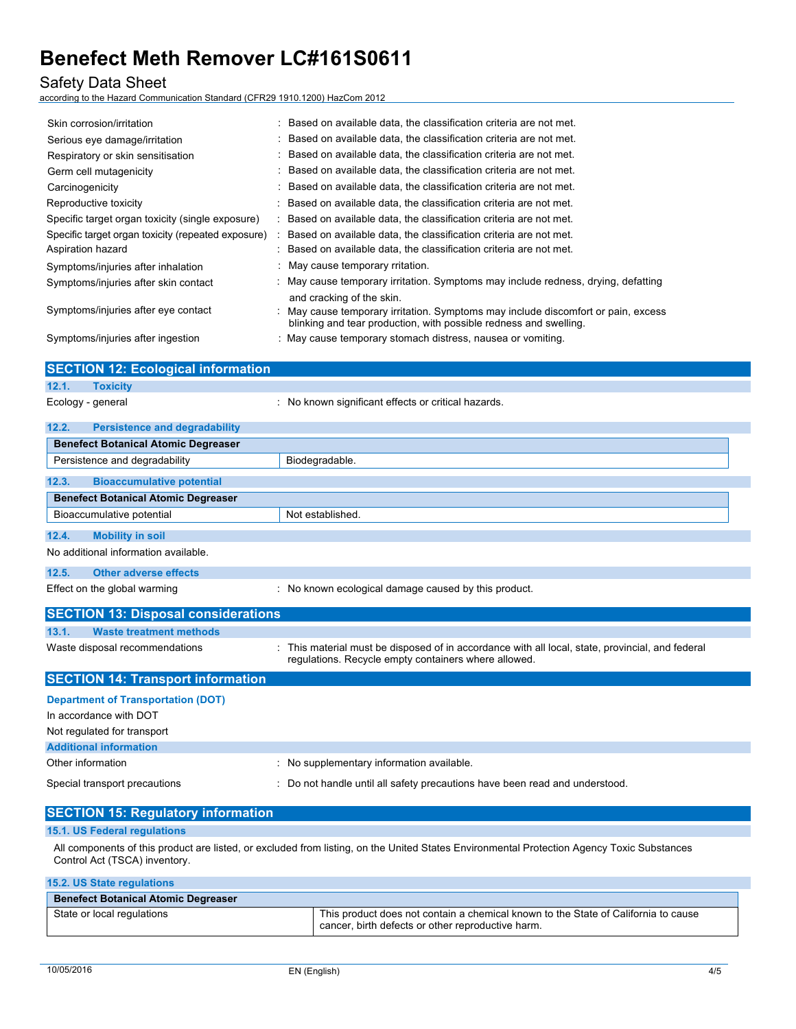| | |
|---|---|
| Skin corrosion/irritation | : Based on available data, the classification criteria are not met. |
| Serious eye damage/irritation | : Based on available data, the classification criteria are not met. |
| Respiratory or skin sensitisation | : Based on available data, the classification criteria are not met. |
| Germ cell mutagenicity | : Based on available data, the classification criteria are not met. |
| Carcinogenicity | : Based on available data, the classification criteria are not met. |
| Reproductive toxicity | : Based on available data, the classification criteria are not met. |
| Specific target organ toxicity (single exposure) | : Based on available data, the classification criteria are not met. |
| Specific target organ toxicity (repeated exposure) | : Based on available data, the classification criteria are not met. |
| Aspiration hazard | : Based on available data, the classification criteria are not met. |
| Symptoms/injuries after inhalation | : May cause temporary rritation. |
| Symptoms/injuries after skin contact | : May cause temporary irritation. Symptoms may include redness, drying, defatting and cracking of the skin. |
| Symptoms/injuries after eye contact | : May cause temporary irritation. Symptoms may include discomfort or pain, excess blinking and tear production, with possible redness and swelling. |
| Symptoms/injuries after ingestion | : May cause temporary stomach distress, nausea or vomiting. |

## SECTION 12: Ecological information

### 12.1. Toxicity

Ecology - general : No known significant effects or critical hazards.

### 12.2. Persistence and degradability

| Benefect Botanical Atomic Degreaser | |
|---|---|
| Persistence and degradability | Biodegradable. |

### 12.3. Bioaccumulative potential

| Benefect Botanical Atomic Degreaser | |
|---|---|
| Bioaccumulative potential | Not established. |

### 12.4. Mobility in soil

No additional information available.

### 12.5. Other adverse effects

Effect on the global warming : No known ecological damage caused by this product.

## SECTION 13: Disposal considerations

### 13.1. Waste treatment methods

Waste disposal recommendations : This material must be disposed of in accordance with all local, state, provincial, and federal regulations. Recycle empty containers where allowed.

## SECTION 14: Transport information

### Department of Transportation (DOT)

In accordance with DOT

Not regulated for transport

### Additional information

Other information : No supplementary information available.

Special transport precautions : Do not handle until all safety precautions have been read and understood.

## SECTION 15: Regulatory information

### 15.1. US Federal regulations

All components of this product are listed, or excluded from listing, on the United States Environmental Protection Agency Toxic Substances Control Act (TSCA) inventory.

### 15.2. US State regulations

| Benefect Botanical Atomic Degreaser | |
|---|---|
| State or local regulations | This product does not contain a chemical known to the State of California to cause cancer, birth defects or other reproductive harm. |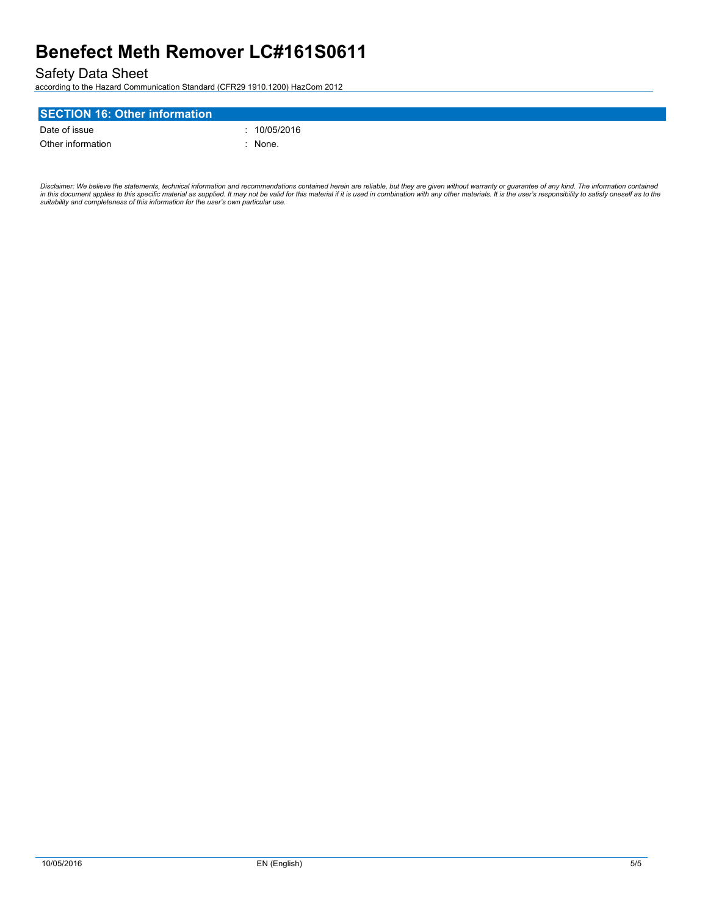## SECTION 16: Other information

| | |
|---|---|
| Date of issue | : 10/05/2016 |
| Other information | : None. |

*Disclaimer: We believe the statements, technical information and recommendations contained herein are reliable, but they are given without warranty or guarantee of any kind. The information contained in this document applies to this specific material as supplied. It may not be valid for this material if it is used in combination with any other materials. It is the user's responsibility to satisfy oneself as to the suitability and completeness of this information for the user's own particular use.*